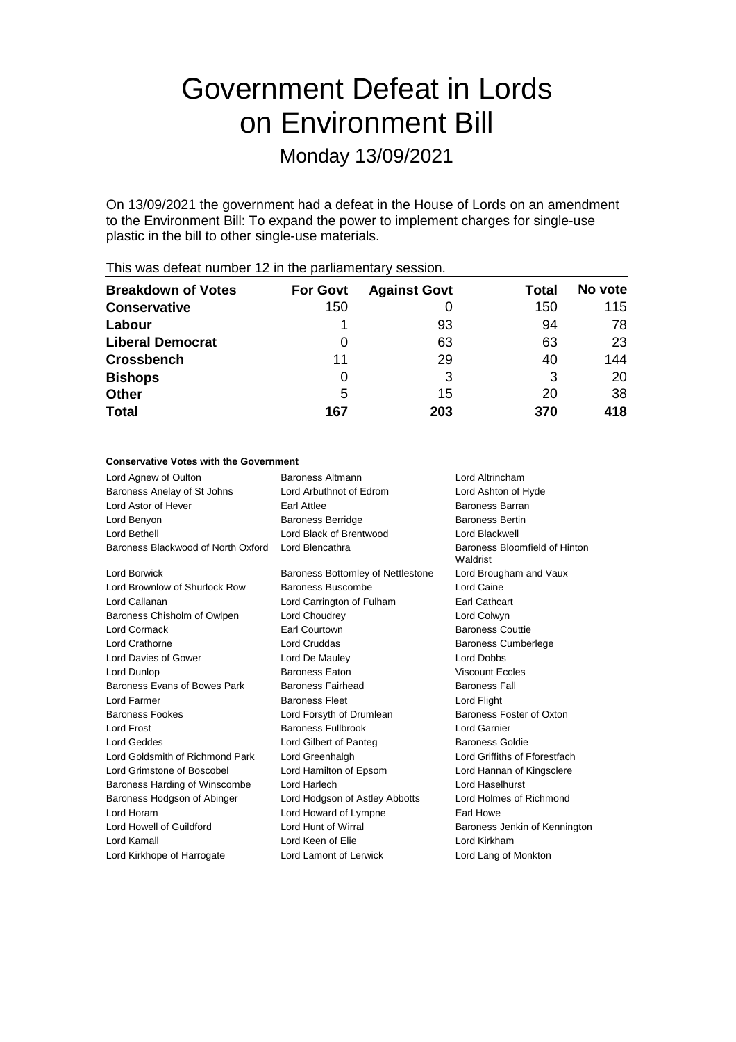# Government Defeat in Lords on Environment Bill

Monday 13/09/2021

On 13/09/2021 the government had a defeat in the House of Lords on an amendment to the Environment Bill: To expand the power to implement charges for single-use plastic in the bill to other single-use materials.

This was defeat number 12 in the parliamentary session.

| Breakdown of Votes | For Govt | Against Govt | Total | No vote |
|---|---|---|---|---|
| **Conservative** | 150 | 0 | 150 | 115 |
| **Labour** | 1 | 93 | 94 | 78 |
| **Liberal Democrat** | 0 | 63 | 63 | 23 |
| **Crossbench** | 11 | 29 | 40 | 144 |
| **Bishops** | 0 | 3 | 3 | 20 |
| **Other** | 5 | 15 | 20 | 38 |
| **Total** | 167 | 203 | 370 | 418 |

### Conservative Votes with the Government

| | | |
|---|---|---|
| Lord Agnew of Oulton | Baroness Altmann | Lord Altrincham |
| Baroness Anelay of St Johns | Lord Arbuthnot of Edrom | Lord Ashton of Hyde |
| Lord Astor of Hever | Earl Attlee | Baroness Barran |
| Lord Benyon | Baroness Berridge | Baroness Bertin |
| Lord Bethell | Lord Black of Brentwood | Lord Blackwell |
| Baroness Blackwood of North Oxford | Lord Blencathra | Baroness Bloomfield of Hinton Waldrist |
| Lord Borwick | Baroness Bottomley of Nettlestone | Lord Brougham and Vaux |
| Lord Brownlow of Shurlock Row | Baroness Buscombe | Lord Caine |
| Lord Callanan | Lord Carrington of Fulham | Earl Cathcart |
| Baroness Chisholm of Owlpen | Lord Choudrey | Lord Colwyn |
| Lord Cormack | Earl Courtown | Baroness Couttie |
| Lord Crathorne | Lord Cruddas | Baroness Cumberlege |
| Lord Davies of Gower | Lord De Mauley | Lord Dobbs |
| Lord Dunlop | Baroness Eaton | Viscount Eccles |
| Baroness Evans of Bowes Park | Baroness Fairhead | Baroness Fall |
| Lord Farmer | Baroness Fleet | Lord Flight |
| Baroness Fookes | Lord Forsyth of Drumlean | Baroness Foster of Oxton |
| Lord Frost | Baroness Fullbrook | Lord Garnier |
| Lord Geddes | Lord Gilbert of Panteg | Baroness Goldie |
| Lord Goldsmith of Richmond Park | Lord Greenhalgh | Lord Griffiths of Fforestfach |
| Lord Grimstone of Boscobel | Lord Hamilton of Epsom | Lord Hannan of Kingsclere |
| Baroness Harding of Winscombe | Lord Harlech | Lord Haselhurst |
| Baroness Hodgson of Abinger | Lord Hodgson of Astley Abbotts | Lord Holmes of Richmond |
| Lord Horam | Lord Howard of Lympne | Earl Howe |
| Lord Howell of Guildford | Lord Hunt of Wirral | Baroness Jenkin of Kennington |
| Lord Kamall | Lord Keen of Elie | Lord Kirkham |
| Lord Kirkhope of Harrogate | Lord Lamont of Lerwick | Lord Lang of Monkton |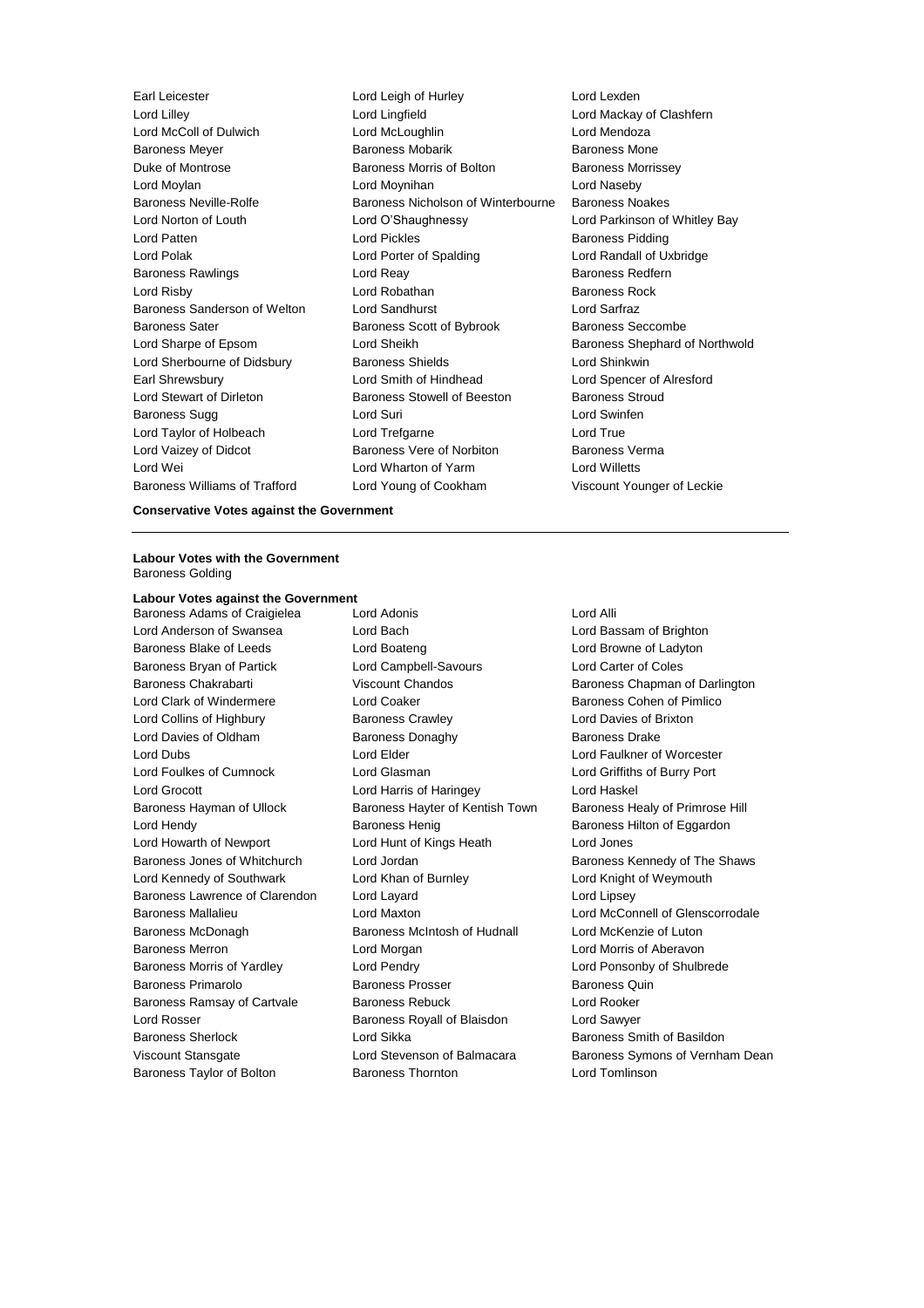Earl Leicester
Lord Leigh of Hurley
Lord Lexden
Lord Lilley
Lord Lingfield
Lord Mackay of Clashfern
Lord McColl of Dulwich
Lord McLoughlin
Lord Mendoza
Baroness Meyer
Baroness Mobarik
Baroness Mone
Duke of Montrose
Baroness Morris of Bolton
Baroness Morrissey
Lord Moylan
Lord Moynihan
Lord Naseby
Baroness Neville-Rolfe
Baroness Nicholson of Winterbourne
Baroness Noakes
Lord Norton of Louth
Lord O'Shaughnessy
Lord Parkinson of Whitley Bay
Lord Patten
Lord Pickles
Baroness Pidding
Lord Polak
Lord Porter of Spalding
Lord Randall of Uxbridge
Baroness Rawlings
Lord Reay
Baroness Redfern
Lord Risby
Lord Robathan
Baroness Rock
Baroness Sanderson of Welton
Lord Sandhurst
Lord Sarfraz
Baroness Sater
Baroness Scott of Bybrook
Baroness Seccombe
Lord Sharpe of Epsom
Lord Sheikh
Baroness Shephard of Northwold
Lord Sherbourne of Didsbury
Baroness Shields
Lord Shinkwin
Earl Shrewsbury
Lord Smith of Hindhead
Lord Spencer of Alresford
Lord Stewart of Dirleton
Baroness Stowell of Beeston
Baroness Stroud
Baroness Sugg
Lord Suri
Lord Swinfen
Lord Taylor of Holbeach
Lord Trefgarne
Lord True
Lord Vaizey of Didcot
Baroness Vere of Norbiton
Baroness Verma
Lord Wei
Lord Wharton of Yarm
Lord Willetts
Baroness Williams of Trafford
Lord Young of Cookham
Viscount Younger of Leckie

**Conservative Votes against the Government**

---

**Labour Votes with the Government**
Baroness Golding

**Labour Votes against the Government**
Baroness Adams of Craigielea
Lord Adonis
Lord Alli
Lord Anderson of Swansea
Lord Bach
Lord Bassam of Brighton
Baroness Blake of Leeds
Lord Boateng
Lord Browne of Ladyton
Baroness Bryan of Partick
Lord Campbell-Savours
Lord Carter of Coles
Baroness Chakrabarti
Viscount Chandos
Baroness Chapman of Darlington
Lord Clark of Windermere
Lord Coaker
Baroness Cohen of Pimlico
Lord Collins of Highbury
Baroness Crawley
Lord Davies of Brixton
Lord Davies of Oldham
Baroness Donaghy
Baroness Drake
Lord Dubs
Lord Elder
Lord Faulkner of Worcester
Lord Foulkes of Cumnock
Lord Glasman
Lord Griffiths of Burry Port
Lord Grocott
Lord Harris of Haringey
Lord Haskel
Baroness Hayman of Ullock
Baroness Hayter of Kentish Town
Baroness Healy of Primrose Hill
Lord Hendy
Baroness Henig
Baroness Hilton of Eggardon
Lord Howarth of Newport
Lord Hunt of Kings Heath
Lord Jones
Baroness Jones of Whitchurch
Lord Jordan
Baroness Kennedy of The Shaws
Lord Kennedy of Southwark
Lord Khan of Burnley
Lord Knight of Weymouth
Baroness Lawrence of Clarendon
Lord Layard
Lord Lipsey
Baroness Mallalieu
Lord Maxton
Lord McConnell of Glenscorrodale
Baroness McDonagh
Baroness McIntosh of Hudnall
Lord McKenzie of Luton
Baroness Merron
Lord Morgan
Lord Morris of Aberavon
Baroness Morris of Yardley
Lord Pendry
Lord Ponsonby of Shulbrede
Baroness Primarolo
Baroness Prosser
Baroness Quin
Baroness Ramsay of Cartvale
Baroness Rebuck
Lord Rooker
Lord Rosser
Baroness Royall of Blaisdon
Lord Sawyer
Baroness Sherlock
Lord Sikka
Baroness Smith of Basildon
Viscount Stansgate
Lord Stevenson of Balmacara
Baroness Symons of Vernham Dean
Baroness Taylor of Bolton
Baroness Thornton
Lord Tomlinson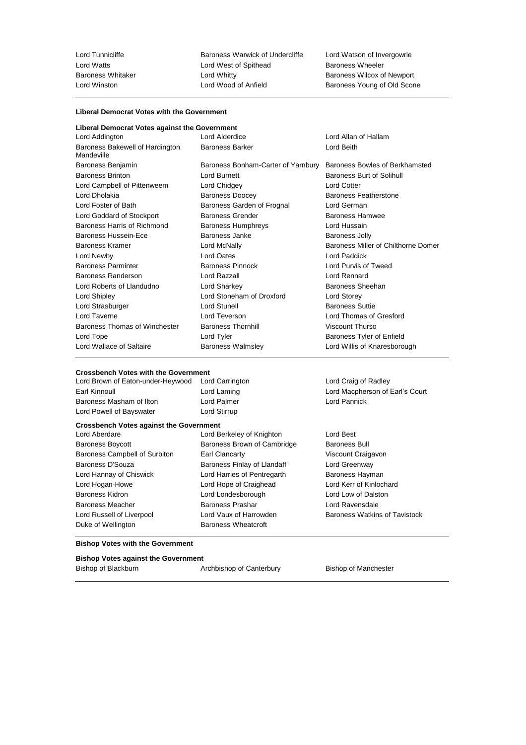| | | |
|---|---|---|
| Lord Tunnicliffe | Baroness Warwick of Undercliffe | Lord Watson of Invergowrie |
| Lord Watts | Lord West of Spithead | Baroness Wheeler |
| Baroness Whitaker | Lord Whitty | Baroness Wilcox of Newport |
| Lord Winston | Lord Wood of Anfield | Baroness Young of Old Scone |

**Liberal Democrat Votes with the Government**

**Liberal Democrat Votes against the Government**

| | | |
|---|---|---|
| Lord Addington | Lord Alderdice | Lord Allan of Hallam |
| Baroness Bakewell of Hardington Mandeville | Baroness Barker | Lord Beith |
| Baroness Benjamin | Baroness Bonham-Carter of Yarnbury | Baroness Bowles of Berkhamsted |
| Baroness Brinton | Lord Burnett | Baroness Burt of Solihull |
| Lord Campbell of Pittenweem | Lord Chidgey | Lord Cotter |
| Lord Dholakia | Baroness Doocey | Baroness Featherstone |
| Lord Foster of Bath | Baroness Garden of Frognal | Lord German |
| Lord Goddard of Stockport | Baroness Grender | Baroness Hamwee |
| Baroness Harris of Richmond | Baroness Humphreys | Lord Hussain |
| Baroness Hussein-Ece | Baroness Janke | Baroness Jolly |
| Baroness Kramer | Lord McNally | Baroness Miller of Chilthorne Domer |
| Lord Newby | Lord Oates | Lord Paddick |
| Baroness Parminter | Baroness Pinnock | Lord Purvis of Tweed |
| Baroness Randerson | Lord Razzall | Lord Rennard |
| Lord Roberts of Llandudno | Lord Sharkey | Baroness Sheehan |
| Lord Shipley | Lord Stoneham of Droxford | Lord Storey |
| Lord Strasburger | Lord Stunell | Baroness Suttie |
| Lord Taverne | Lord Teverson | Lord Thomas of Gresford |
| Baroness Thomas of Winchester | Baroness Thornhill | Viscount Thurso |
| Lord Tope | Lord Tyler | Baroness Tyler of Enfield |
| Lord Wallace of Saltaire | Baroness Walmsley | Lord Willis of Knaresborough |

**Crossbench Votes with the Government**

| | | |
|---|---|---|
| Lord Brown of Eaton-under-Heywood | Lord Carrington | Lord Craig of Radley |
| Earl Kinnoull | Lord Laming | Lord Macpherson of Earl's Court |
| Baroness Masham of Ilton | Lord Palmer | Lord Pannick |
| Lord Powell of Bayswater | Lord Stirrup | |

**Crossbench Votes against the Government**

| | | |
|---|---|---|
| Lord Aberdare | Lord Berkeley of Knighton | Lord Best |
| Baroness Boycott | Baroness Brown of Cambridge | Baroness Bull |
| Baroness Campbell of Surbiton | Earl Clancarty | Viscount Craigavon |
| Baroness D'Souza | Baroness Finlay of Llandaff | Lord Greenway |
| Lord Hannay of Chiswick | Lord Harries of Pentregarth | Baroness Hayman |
| Lord Hogan-Howe | Lord Hope of Craighead | Lord Kerr of Kinlochard |
| Baroness Kidron | Lord Londesborough | Lord Low of Dalston |
| Baroness Meacher | Baroness Prashar | Lord Ravensdale |
| Lord Russell of Liverpool | Lord Vaux of Harrowden | Baroness Watkins of Tavistock |
| Duke of Wellington | Baroness Wheatcroft | |

**Bishop Votes with the Government**

**Bishop Votes against the Government**

| | | |
|---|---|---|
| Bishop of Blackburn | Archbishop of Canterbury | Bishop of Manchester |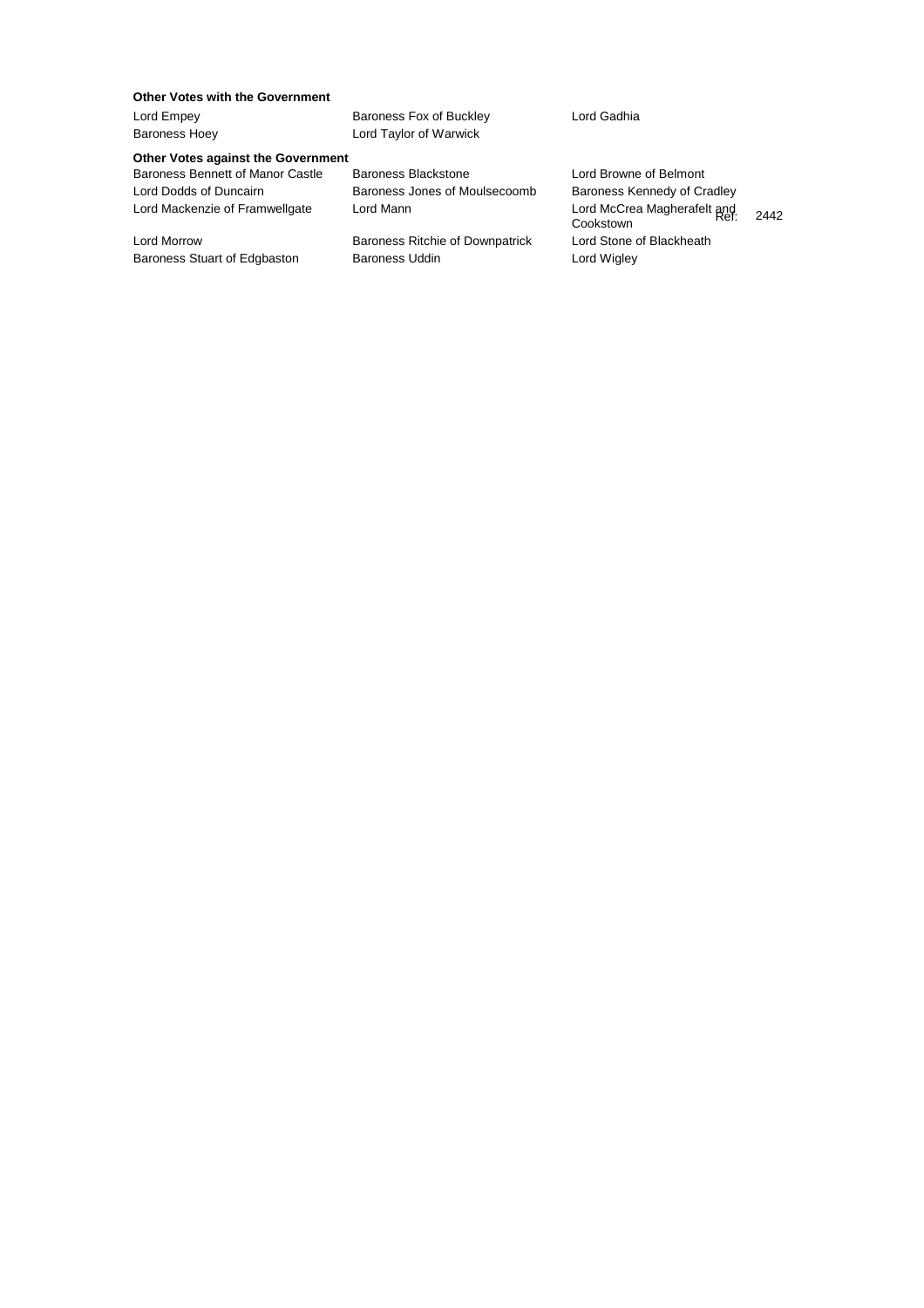**Other Votes with the Government**

| | | |
|---|---|---|
| Lord Empey | Baroness Fox of Buckley | Lord Gadhia |
| Baroness Hoey | Lord Taylor of Warwick | |

**Other Votes against the Government**

| | | |
|---|---|---|
| Baroness Bennett of Manor Castle | Baroness Blackstone | Lord Browne of Belmont |
| Lord Dodds of Duncairn | Baroness Jones of Moulsecoomb | Baroness Kennedy of Cradley |
| Lord Mackenzie of Framwellgate | Lord Mann | Lord McCrea Magherafelt and Cookstown |
| Lord Morrow | Baroness Ritchie of Downpatrick | Lord Stone of Blackheath |
| Baroness Stuart of Edgbaston | Baroness Uddin | Lord Wigley |

Ref: 2442